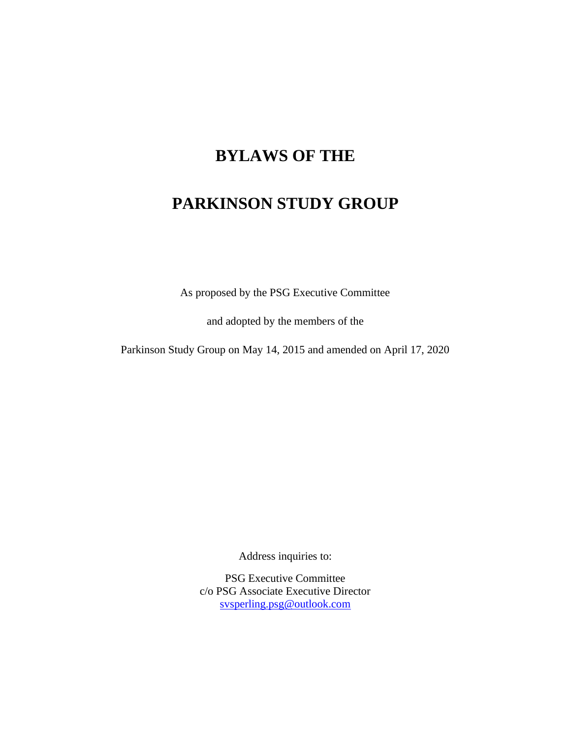# BYLAWS OF THE

# PARKINSON STUDY GROUP

As proposed by the PSG Executive Committee

and adopted by the members of the

Parkinson Study Group on May 14, 2015 and amended on April 17, 2020

Address inquiries to:

PSG Executive Committee
c/o PSG Associate Executive Director
svsperling.psg@outlook.com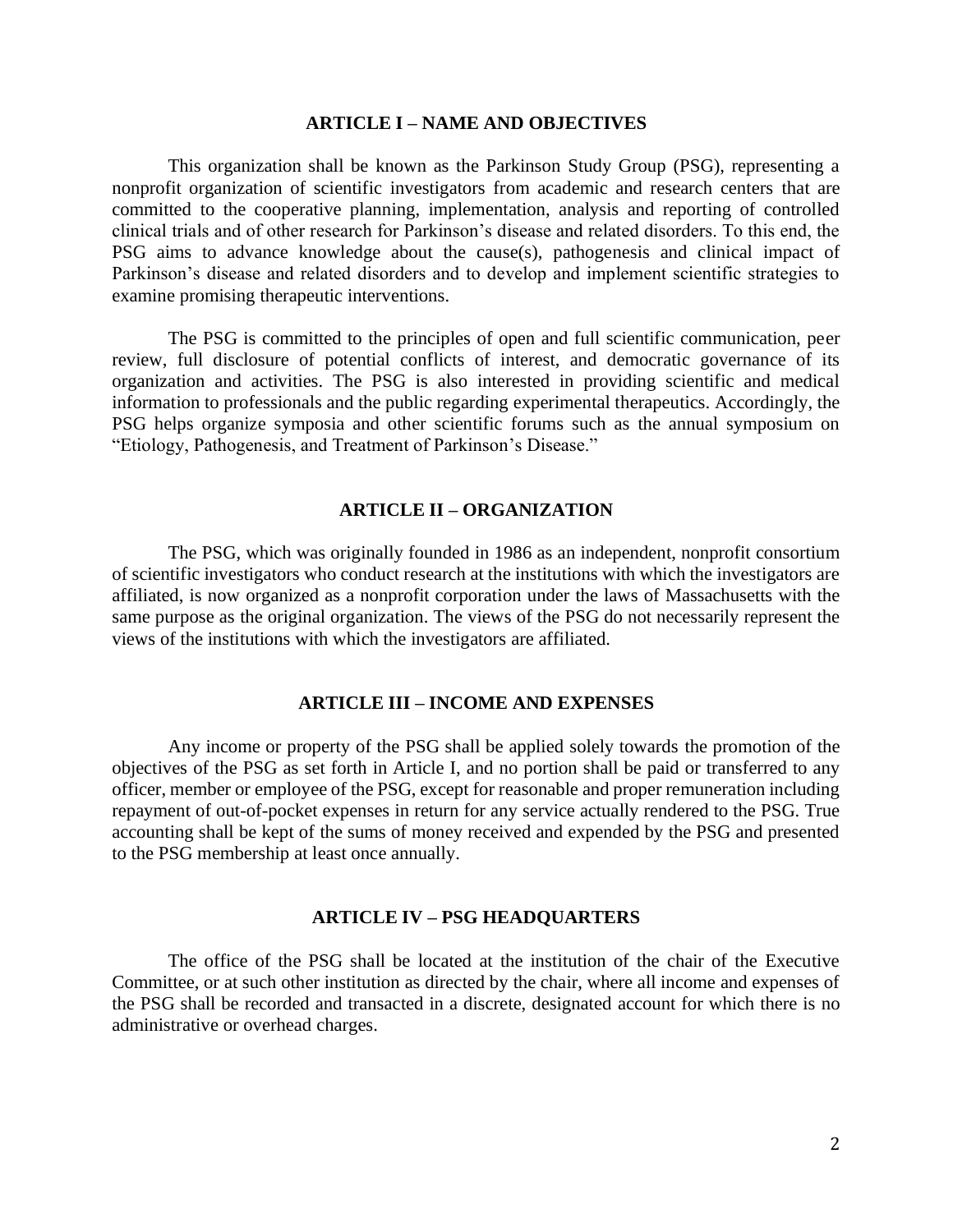## ARTICLE I – NAME AND OBJECTIVES

This organization shall be known as the Parkinson Study Group (PSG), representing a nonprofit organization of scientific investigators from academic and research centers that are committed to the cooperative planning, implementation, analysis and reporting of controlled clinical trials and of other research for Parkinson's disease and related disorders. To this end, the PSG aims to advance knowledge about the cause(s), pathogenesis and clinical impact of Parkinson's disease and related disorders and to develop and implement scientific strategies to examine promising therapeutic interventions.

The PSG is committed to the principles of open and full scientific communication, peer review, full disclosure of potential conflicts of interest, and democratic governance of its organization and activities. The PSG is also interested in providing scientific and medical information to professionals and the public regarding experimental therapeutics. Accordingly, the PSG helps organize symposia and other scientific forums such as the annual symposium on "Etiology, Pathogenesis, and Treatment of Parkinson's Disease."

## ARTICLE II – ORGANIZATION

The PSG, which was originally founded in 1986 as an independent, nonprofit consortium of scientific investigators who conduct research at the institutions with which the investigators are affiliated, is now organized as a nonprofit corporation under the laws of Massachusetts with the same purpose as the original organization. The views of the PSG do not necessarily represent the views of the institutions with which the investigators are affiliated.

## ARTICLE III – INCOME AND EXPENSES

Any income or property of the PSG shall be applied solely towards the promotion of the objectives of the PSG as set forth in Article I, and no portion shall be paid or transferred to any officer, member or employee of the PSG, except for reasonable and proper remuneration including repayment of out-of-pocket expenses in return for any service actually rendered to the PSG. True accounting shall be kept of the sums of money received and expended by the PSG and presented to the PSG membership at least once annually.

## ARTICLE IV – PSG HEADQUARTERS

The office of the PSG shall be located at the institution of the chair of the Executive Committee, or at such other institution as directed by the chair, where all income and expenses of the PSG shall be recorded and transacted in a discrete, designated account for which there is no administrative or overhead charges.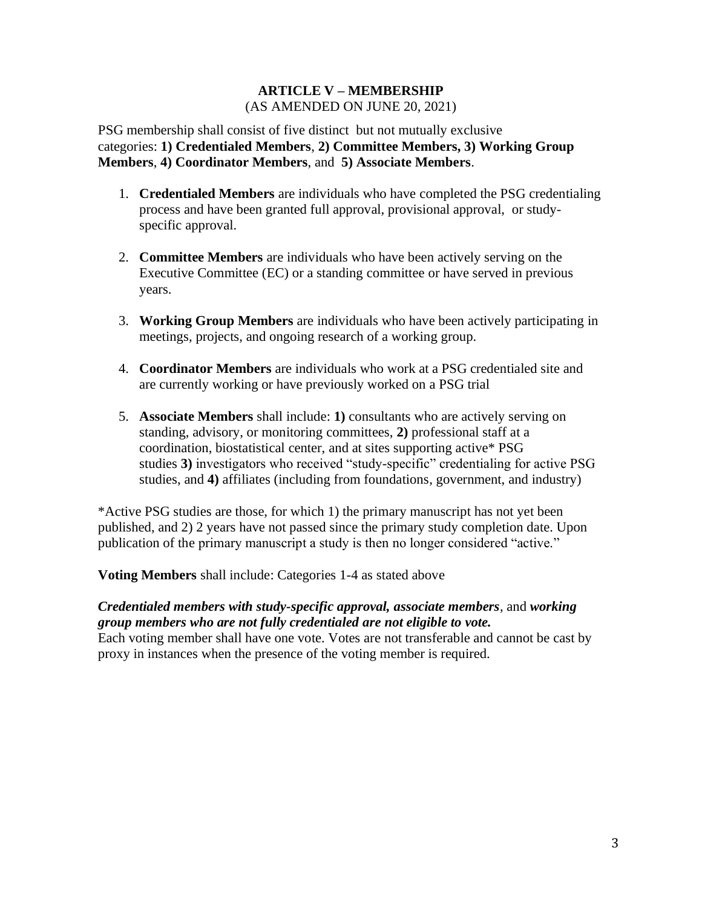# ARTICLE V – MEMBERSHIP

(AS AMENDED ON JUNE 20, 2021)

PSG membership shall consist of five distinct but not mutually exclusive categories: **1) Credentialed Members**, **2) Committee Members, 3) Working Group Members**, **4) Coordinator Members**, and **5) Associate Members**.

1. **Credentialed Members** are individuals who have completed the PSG credentialing process and have been granted full approval, provisional approval, or study-specific approval.

2. **Committee Members** are individuals who have been actively serving on the Executive Committee (EC) or a standing committee or have served in previous years.

3. **Working Group Members** are individuals who have been actively participating in meetings, projects, and ongoing research of a working group.

4. **Coordinator Members** are individuals who work at a PSG credentialed site and are currently working or have previously worked on a PSG trial

5. **Associate Members** shall include: **1)** consultants who are actively serving on standing, advisory, or monitoring committees, **2)** professional staff at a coordination, biostatistical center, and at sites supporting active* PSG studies **3)** investigators who received "study-specific" credentialing for active PSG studies, and **4)** affiliates (including from foundations, government, and industry)

*Active PSG studies are those, for which 1) the primary manuscript has not yet been published, and 2) 2 years have not passed since the primary study completion date. Upon publication of the primary manuscript a study is then no longer considered "active."

**Voting Members** shall include: Categories 1-4 as stated above

***Credentialed members with study-specific approval, associate members***, and ***working group members who are not fully credentialed are not eligible to vote.***

Each voting member shall have one vote. Votes are not transferable and cannot be cast by proxy in instances when the presence of the voting member is required.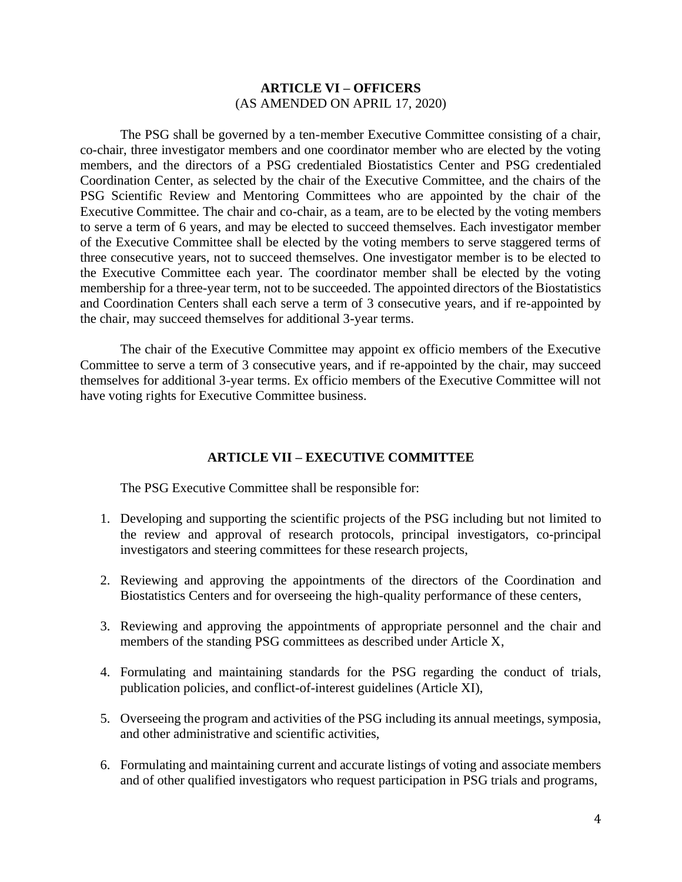## ARTICLE VI – OFFICERS
(AS AMENDED ON APRIL 17, 2020)

The PSG shall be governed by a ten-member Executive Committee consisting of a chair, co-chair, three investigator members and one coordinator member who are elected by the voting members, and the directors of a PSG credentialed Biostatistics Center and PSG credentialed Coordination Center, as selected by the chair of the Executive Committee, and the chairs of the PSG Scientific Review and Mentoring Committees who are appointed by the chair of the Executive Committee. The chair and co-chair, as a team, are to be elected by the voting members to serve a term of 6 years, and may be elected to succeed themselves. Each investigator member of the Executive Committee shall be elected by the voting members to serve staggered terms of three consecutive years, not to succeed themselves. One investigator member is to be elected to the Executive Committee each year. The coordinator member shall be elected by the voting membership for a three-year term, not to be succeeded. The appointed directors of the Biostatistics and Coordination Centers shall each serve a term of 3 consecutive years, and if re-appointed by the chair, may succeed themselves for additional 3-year terms.

The chair of the Executive Committee may appoint ex officio members of the Executive Committee to serve a term of 3 consecutive years, and if re-appointed by the chair, may succeed themselves for additional 3-year terms. Ex officio members of the Executive Committee will not have voting rights for Executive Committee business.

## ARTICLE VII – EXECUTIVE COMMITTEE

The PSG Executive Committee shall be responsible for:

1. Developing and supporting the scientific projects of the PSG including but not limited to the review and approval of research protocols, principal investigators, co-principal investigators and steering committees for these research projects,

2. Reviewing and approving the appointments of the directors of the Coordination and Biostatistics Centers and for overseeing the high-quality performance of these centers,

3. Reviewing and approving the appointments of appropriate personnel and the chair and members of the standing PSG committees as described under Article X,

4. Formulating and maintaining standards for the PSG regarding the conduct of trials, publication policies, and conflict-of-interest guidelines (Article XI),

5. Overseeing the program and activities of the PSG including its annual meetings, symposia, and other administrative and scientific activities,

6. Formulating and maintaining current and accurate listings of voting and associate members and of other qualified investigators who request participation in PSG trials and programs,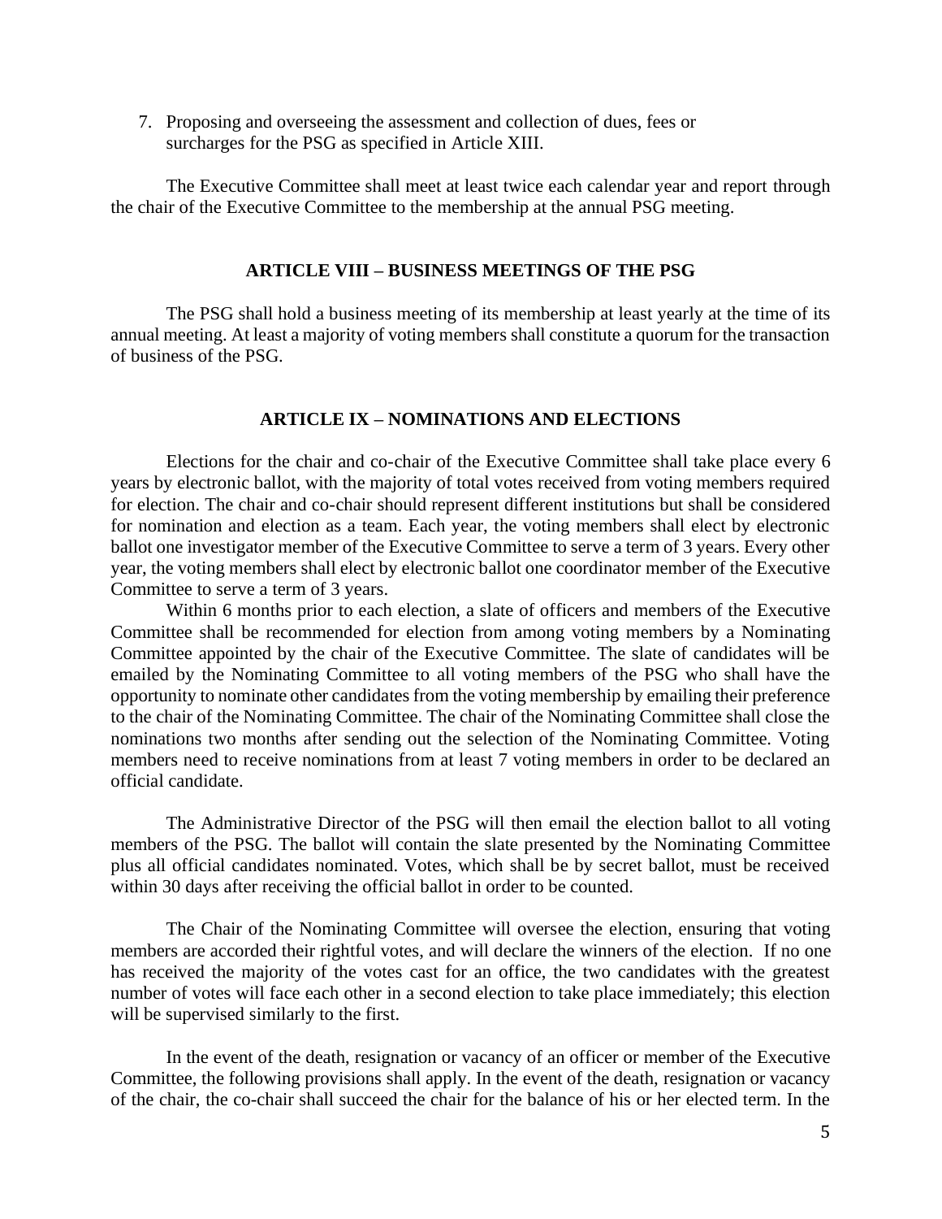7. Proposing and overseeing the assessment and collection of dues, fees or surcharges for the PSG as specified in Article XIII.

The Executive Committee shall meet at least twice each calendar year and report through the chair of the Executive Committee to the membership at the annual PSG meeting.

## ARTICLE VIII – BUSINESS MEETINGS OF THE PSG

The PSG shall hold a business meeting of its membership at least yearly at the time of its annual meeting. At least a majority of voting members shall constitute a quorum for the transaction of business of the PSG.

## ARTICLE IX – NOMINATIONS AND ELECTIONS

Elections for the chair and co-chair of the Executive Committee shall take place every 6 years by electronic ballot, with the majority of total votes received from voting members required for election. The chair and co-chair should represent different institutions but shall be considered for nomination and election as a team. Each year, the voting members shall elect by electronic ballot one investigator member of the Executive Committee to serve a term of 3 years. Every other year, the voting members shall elect by electronic ballot one coordinator member of the Executive Committee to serve a term of 3 years.

Within 6 months prior to each election, a slate of officers and members of the Executive Committee shall be recommended for election from among voting members by a Nominating Committee appointed by the chair of the Executive Committee. The slate of candidates will be emailed by the Nominating Committee to all voting members of the PSG who shall have the opportunity to nominate other candidates from the voting membership by emailing their preference to the chair of the Nominating Committee. The chair of the Nominating Committee shall close the nominations two months after sending out the selection of the Nominating Committee. Voting members need to receive nominations from at least 7 voting members in order to be declared an official candidate.

The Administrative Director of the PSG will then email the election ballot to all voting members of the PSG. The ballot will contain the slate presented by the Nominating Committee plus all official candidates nominated. Votes, which shall be by secret ballot, must be received within 30 days after receiving the official ballot in order to be counted.

The Chair of the Nominating Committee will oversee the election, ensuring that voting members are accorded their rightful votes, and will declare the winners of the election. If no one has received the majority of the votes cast for an office, the two candidates with the greatest number of votes will face each other in a second election to take place immediately; this election will be supervised similarly to the first.

In the event of the death, resignation or vacancy of an officer or member of the Executive Committee, the following provisions shall apply. In the event of the death, resignation or vacancy of the chair, the co-chair shall succeed the chair for the balance of his or her elected term. In the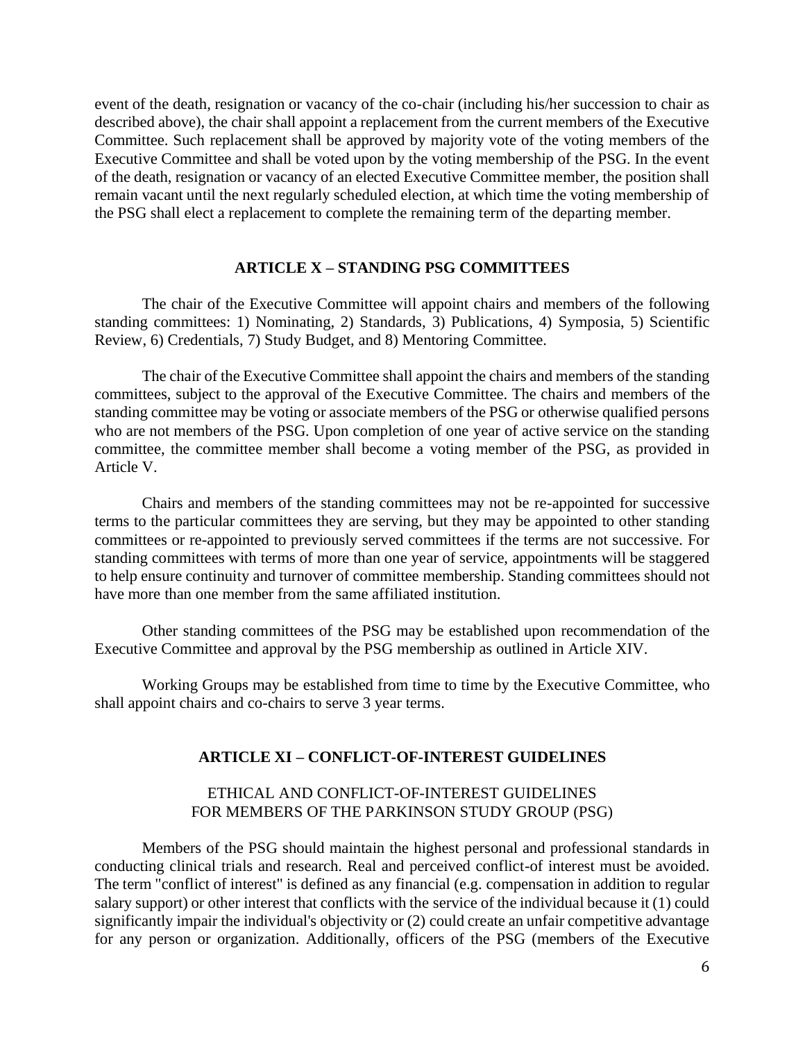event of the death, resignation or vacancy of the co-chair (including his/her succession to chair as described above), the chair shall appoint a replacement from the current members of the Executive Committee. Such replacement shall be approved by majority vote of the voting members of the Executive Committee and shall be voted upon by the voting membership of the PSG. In the event of the death, resignation or vacancy of an elected Executive Committee member, the position shall remain vacant until the next regularly scheduled election, at which time the voting membership of the PSG shall elect a replacement to complete the remaining term of the departing member.

## ARTICLE X – STANDING PSG COMMITTEES

The chair of the Executive Committee will appoint chairs and members of the following standing committees: 1) Nominating, 2) Standards, 3) Publications, 4) Symposia, 5) Scientific Review, 6) Credentials, 7) Study Budget, and 8) Mentoring Committee.

The chair of the Executive Committee shall appoint the chairs and members of the standing committees, subject to the approval of the Executive Committee. The chairs and members of the standing committee may be voting or associate members of the PSG or otherwise qualified persons who are not members of the PSG. Upon completion of one year of active service on the standing committee, the committee member shall become a voting member of the PSG, as provided in Article V.

Chairs and members of the standing committees may not be re-appointed for successive terms to the particular committees they are serving, but they may be appointed to other standing committees or re-appointed to previously served committees if the terms are not successive. For standing committees with terms of more than one year of service, appointments will be staggered to help ensure continuity and turnover of committee membership. Standing committees should not have more than one member from the same affiliated institution.

Other standing committees of the PSG may be established upon recommendation of the Executive Committee and approval by the PSG membership as outlined in Article XIV.

Working Groups may be established from time to time by the Executive Committee, who shall appoint chairs and co-chairs to serve 3 year terms.

## ARTICLE XI – CONFLICT-OF-INTEREST GUIDELINES

### ETHICAL AND CONFLICT-OF-INTEREST GUIDELINES FOR MEMBERS OF THE PARKINSON STUDY GROUP (PSG)

Members of the PSG should maintain the highest personal and professional standards in conducting clinical trials and research. Real and perceived conflict-of interest must be avoided. The term "conflict of interest" is defined as any financial (e.g. compensation in addition to regular salary support) or other interest that conflicts with the service of the individual because it (1) could significantly impair the individual's objectivity or (2) could create an unfair competitive advantage for any person or organization. Additionally, officers of the PSG (members of the Executive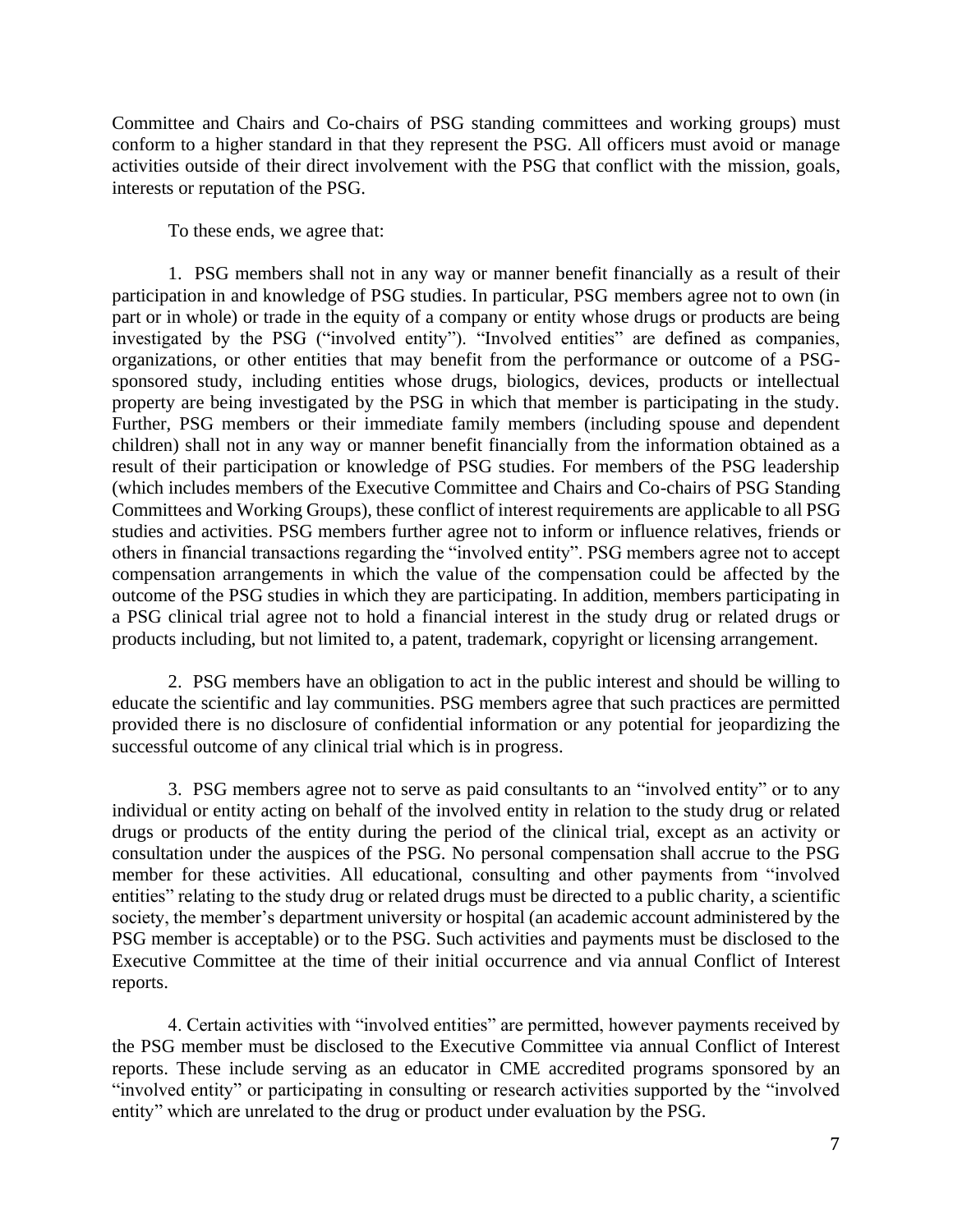Committee and Chairs and Co-chairs of PSG standing committees and working groups) must conform to a higher standard in that they represent the PSG. All officers must avoid or manage activities outside of their direct involvement with the PSG that conflict with the mission, goals, interests or reputation of the PSG.

To these ends, we agree that:

1. PSG members shall not in any way or manner benefit financially as a result of their participation in and knowledge of PSG studies. In particular, PSG members agree not to own (in part or in whole) or trade in the equity of a company or entity whose drugs or products are being investigated by the PSG ("involved entity"). "Involved entities" are defined as companies, organizations, or other entities that may benefit from the performance or outcome of a PSG-sponsored study, including entities whose drugs, biologics, devices, products or intellectual property are being investigated by the PSG in which that member is participating in the study. Further, PSG members or their immediate family members (including spouse and dependent children) shall not in any way or manner benefit financially from the information obtained as a result of their participation or knowledge of PSG studies. For members of the PSG leadership (which includes members of the Executive Committee and Chairs and Co-chairs of PSG Standing Committees and Working Groups), these conflict of interest requirements are applicable to all PSG studies and activities. PSG members further agree not to inform or influence relatives, friends or others in financial transactions regarding the "involved entity". PSG members agree not to accept compensation arrangements in which the value of the compensation could be affected by the outcome of the PSG studies in which they are participating. In addition, members participating in a PSG clinical trial agree not to hold a financial interest in the study drug or related drugs or products including, but not limited to, a patent, trademark, copyright or licensing arrangement.

2. PSG members have an obligation to act in the public interest and should be willing to educate the scientific and lay communities. PSG members agree that such practices are permitted provided there is no disclosure of confidential information or any potential for jeopardizing the successful outcome of any clinical trial which is in progress.

3. PSG members agree not to serve as paid consultants to an "involved entity" or to any individual or entity acting on behalf of the involved entity in relation to the study drug or related drugs or products of the entity during the period of the clinical trial, except as an activity or consultation under the auspices of the PSG. No personal compensation shall accrue to the PSG member for these activities. All educational, consulting and other payments from "involved entities" relating to the study drug or related drugs must be directed to a public charity, a scientific society, the member's department university or hospital (an academic account administered by the PSG member is acceptable) or to the PSG. Such activities and payments must be disclosed to the Executive Committee at the time of their initial occurrence and via annual Conflict of Interest reports.

4. Certain activities with "involved entities" are permitted, however payments received by the PSG member must be disclosed to the Executive Committee via annual Conflict of Interest reports. These include serving as an educator in CME accredited programs sponsored by an "involved entity" or participating in consulting or research activities supported by the "involved entity" which are unrelated to the drug or product under evaluation by the PSG.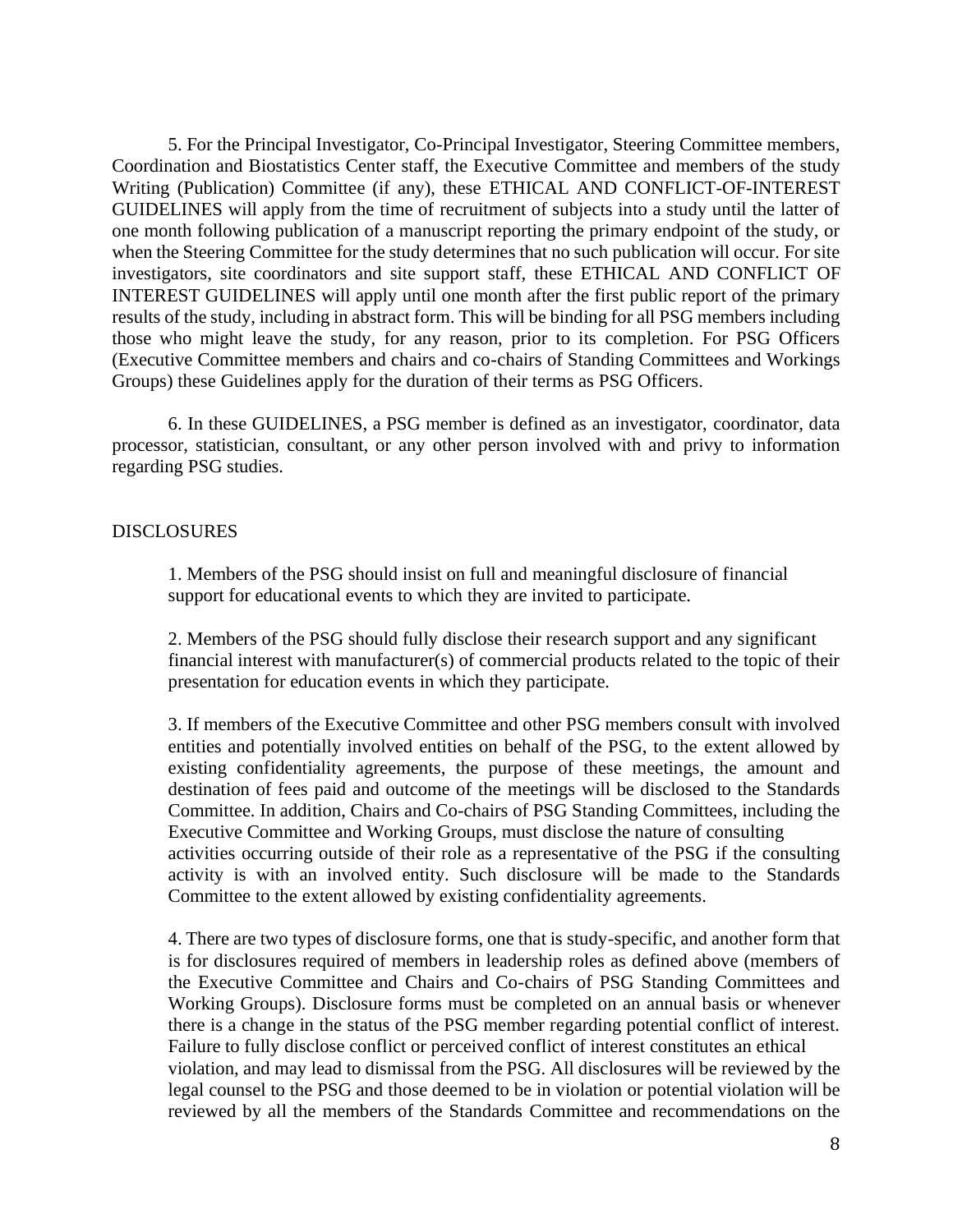5. For the Principal Investigator, Co-Principal Investigator, Steering Committee members, Coordination and Biostatistics Center staff, the Executive Committee and members of the study Writing (Publication) Committee (if any), these ETHICAL AND CONFLICT-OF-INTEREST GUIDELINES will apply from the time of recruitment of subjects into a study until the latter of one month following publication of a manuscript reporting the primary endpoint of the study, or when the Steering Committee for the study determines that no such publication will occur. For site investigators, site coordinators and site support staff, these ETHICAL AND CONFLICT OF INTEREST GUIDELINES will apply until one month after the first public report of the primary results of the study, including in abstract form. This will be binding for all PSG members including those who might leave the study, for any reason, prior to its completion. For PSG Officers (Executive Committee members and chairs and co-chairs of Standing Committees and Workings Groups) these Guidelines apply for the duration of their terms as PSG Officers.

6. In these GUIDELINES, a PSG member is defined as an investigator, coordinator, data processor, statistician, consultant, or any other person involved with and privy to information regarding PSG studies.

DISCLOSURES

1. Members of the PSG should insist on full and meaningful disclosure of financial support for educational events to which they are invited to participate.

2. Members of the PSG should fully disclose their research support and any significant financial interest with manufacturer(s) of commercial products related to the topic of their presentation for education events in which they participate.

3. If members of the Executive Committee and other PSG members consult with involved entities and potentially involved entities on behalf of the PSG, to the extent allowed by existing confidentiality agreements, the purpose of these meetings, the amount and destination of fees paid and outcome of the meetings will be disclosed to the Standards Committee. In addition, Chairs and Co-chairs of PSG Standing Committees, including the Executive Committee and Working Groups, must disclose the nature of consulting activities occurring outside of their role as a representative of the PSG if the consulting activity is with an involved entity. Such disclosure will be made to the Standards Committee to the extent allowed by existing confidentiality agreements.

4. There are two types of disclosure forms, one that is study-specific, and another form that is for disclosures required of members in leadership roles as defined above (members of the Executive Committee and Chairs and Co-chairs of PSG Standing Committees and Working Groups). Disclosure forms must be completed on an annual basis or whenever there is a change in the status of the PSG member regarding potential conflict of interest. Failure to fully disclose conflict or perceived conflict of interest constitutes an ethical violation, and may lead to dismissal from the PSG. All disclosures will be reviewed by the legal counsel to the PSG and those deemed to be in violation or potential violation will be reviewed by all the members of the Standards Committee and recommendations on the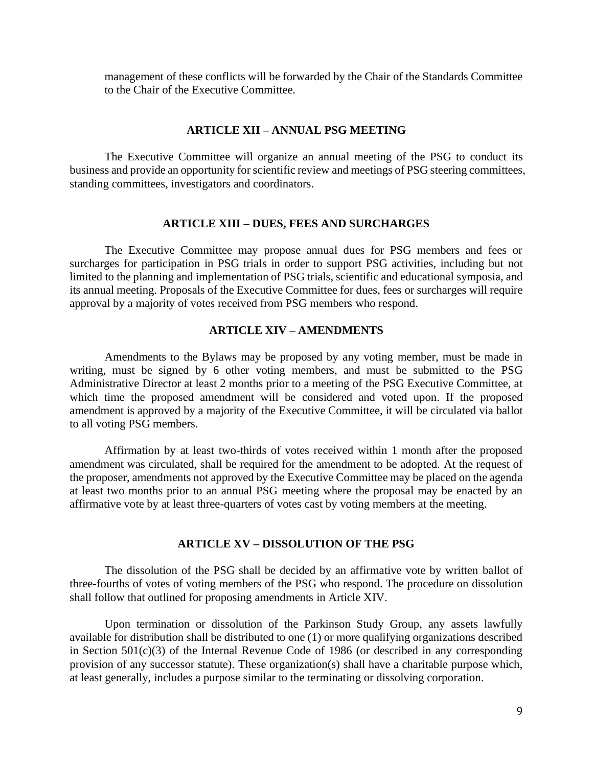management of these conflicts will be forwarded by the Chair of the Standards Committee to the Chair of the Executive Committee.

## ARTICLE XII – ANNUAL PSG MEETING

The Executive Committee will organize an annual meeting of the PSG to conduct its business and provide an opportunity for scientific review and meetings of PSG steering committees, standing committees, investigators and coordinators.

## ARTICLE XIII – DUES, FEES AND SURCHARGES

The Executive Committee may propose annual dues for PSG members and fees or surcharges for participation in PSG trials in order to support PSG activities, including but not limited to the planning and implementation of PSG trials, scientific and educational symposia, and its annual meeting. Proposals of the Executive Committee for dues, fees or surcharges will require approval by a majority of votes received from PSG members who respond.

## ARTICLE XIV – AMENDMENTS

Amendments to the Bylaws may be proposed by any voting member, must be made in writing, must be signed by 6 other voting members, and must be submitted to the PSG Administrative Director at least 2 months prior to a meeting of the PSG Executive Committee, at which time the proposed amendment will be considered and voted upon. If the proposed amendment is approved by a majority of the Executive Committee, it will be circulated via ballot to all voting PSG members.

Affirmation by at least two-thirds of votes received within 1 month after the proposed amendment was circulated, shall be required for the amendment to be adopted. At the request of the proposer, amendments not approved by the Executive Committee may be placed on the agenda at least two months prior to an annual PSG meeting where the proposal may be enacted by an affirmative vote by at least three-quarters of votes cast by voting members at the meeting.

## ARTICLE XV – DISSOLUTION OF THE PSG

The dissolution of the PSG shall be decided by an affirmative vote by written ballot of three-fourths of votes of voting members of the PSG who respond. The procedure on dissolution shall follow that outlined for proposing amendments in Article XIV.

Upon termination or dissolution of the Parkinson Study Group, any assets lawfully available for distribution shall be distributed to one (1) or more qualifying organizations described in Section 501(c)(3) of the Internal Revenue Code of 1986 (or described in any corresponding provision of any successor statute). These organization(s) shall have a charitable purpose which, at least generally, includes a purpose similar to the terminating or dissolving corporation.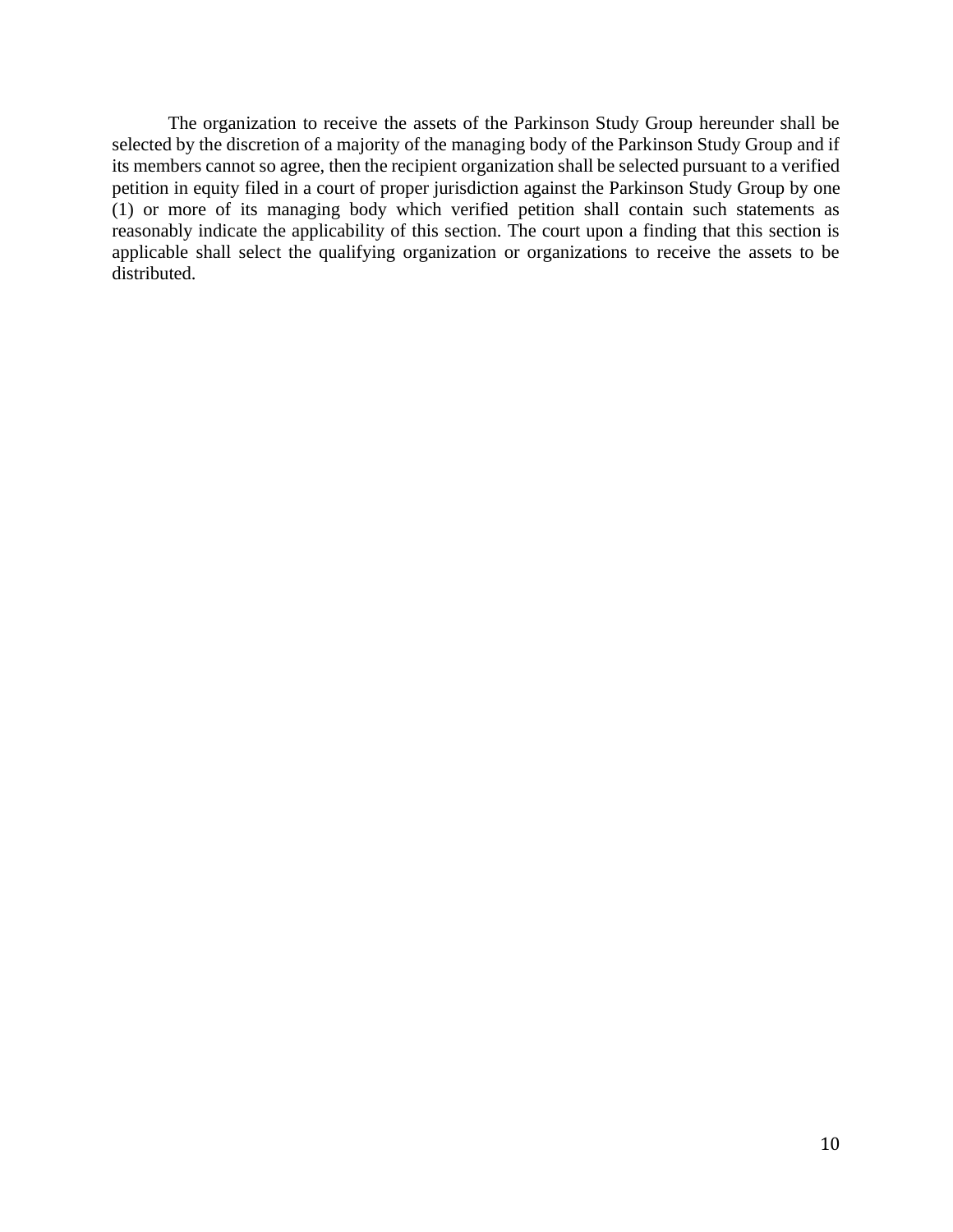The organization to receive the assets of the Parkinson Study Group hereunder shall be selected by the discretion of a majority of the managing body of the Parkinson Study Group and if its members cannot so agree, then the recipient organization shall be selected pursuant to a verified petition in equity filed in a court of proper jurisdiction against the Parkinson Study Group by one (1) or more of its managing body which verified petition shall contain such statements as reasonably indicate the applicability of this section. The court upon a finding that this section is applicable shall select the qualifying organization or organizations to receive the assets to be distributed.